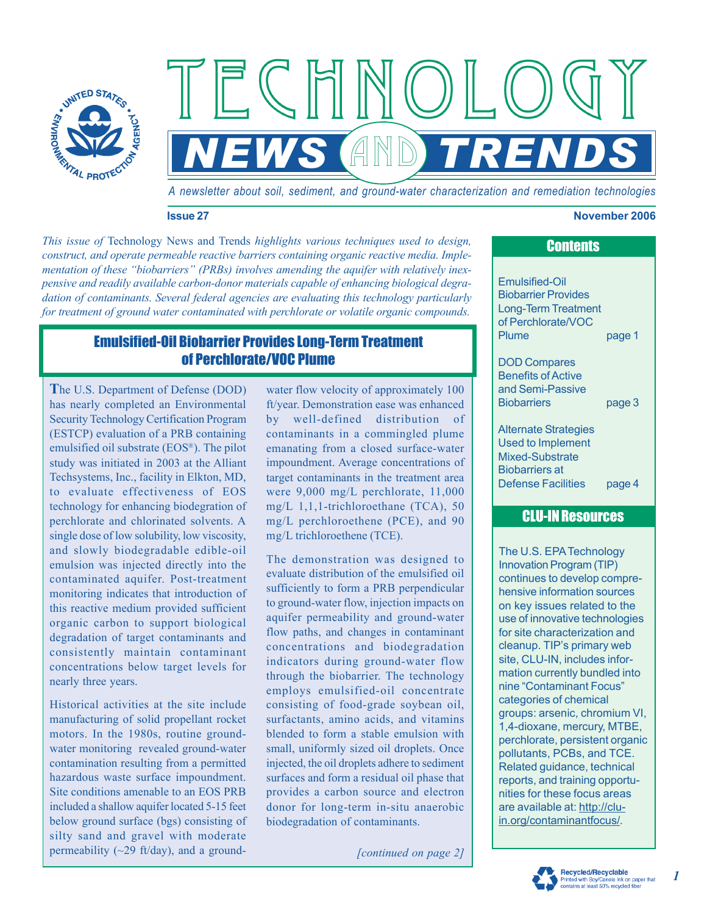# TECHNOLOGY NEWS AND TRENDS

*A newsletter about soil, sediment, and ground-water characterization and remediation technologies*

**Issue 27** **November 2006**

*This issue of* Technology News and Trends *highlights various techniques used to design, construct, and operate permeable reactive barriers containing organic reactive media. Implementation of these "biobarriers" (PRBs) involves amending the aquifer with relatively inexpensive and readily available carbon-donor materials capable of enhancing biological degradation of contaminants. Several federal agencies are evaluating this technology particularly for treatment of ground water contaminated with perchlorate or volatile organic compounds.*

## Emulsified-Oil Biobarrier Provides Long-Term Treatment of Perchlorate/VOC Plume

The U.S. Department of Defense (DOD) has nearly completed an Environmental Security Technology Certification Program (ESTCP) evaluation of a PRB containing emulsified oil substrate (EOS®). The pilot study was initiated in 2003 at the Alliant Techsystems, Inc., facility in Elkton, MD, to evaluate effectiveness of EOS technology for enhancing biodegration of perchlorate and chlorinated solvents. A single dose of low solubility, low viscosity, and slowly biodegradable edible-oil emulsion was injected directly into the contaminated aquifer. Post-treatment monitoring indicates that introduction of this reactive medium provided sufficient organic carbon to support biological degradation of target contaminants and consistently maintain contaminant concentrations below target levels for nearly three years.

Historical activities at the site include manufacturing of solid propellant rocket motors. In the 1980s, routine ground-water monitoring revealed ground-water contamination resulting from a permitted hazardous waste surface impoundment. Site conditions amenable to an EOS PRB included a shallow aquifer located 5-15 feet below ground surface (bgs) consisting of silty sand and gravel with moderate permeability (~29 ft/day), and a ground-water flow velocity of approximately 100 ft/year. Demonstration ease was enhanced by well-defined distribution of contaminants in a commingled plume emanating from a closed surface-water impoundment. Average concentrations of target contaminants in the treatment area were 9,000 mg/L perchlorate, 11,000 mg/L 1,1,1-trichloroethane (TCA), 50 mg/L perchloroethene (PCE), and 90 mg/L trichloroethene (TCE).

The demonstration was designed to evaluate distribution of the emulsified oil sufficiently to form a PRB perpendicular to ground-water flow, injection impacts on aquifer permeability and ground-water flow paths, and changes in contaminant concentrations and biodegradation indicators during ground-water flow through the biobarrier. The technology employs emulsified-oil concentrate consisting of food-grade soybean oil, surfactants, amino acids, and vitamins blended to form a stable emulsion with small, uniformly sized oil droplets. Once injected, the oil droplets adhere to sediment surfaces and form a residual oil phase that provides a carbon source and electron donor for long-term in-situ anaerobic biodegradation of contaminants.

*[continued on page 2]*

## Contents

- Emulsified-Oil Biobarrier Provides Long-Term Treatment of Perchlorate/VOC Plume — page 1
- DOD Compares Benefits of Active and Semi-Passive Biobarriers — page 3
- Alternate Strategies Used to Implement Mixed-Substrate Biobarriers at Defense Facilities — page 4

## CLU-IN Resources

The U.S. EPA Technology Innovation Program (TIP) continues to develop comprehensive information sources on key issues related to the use of innovative technologies for site characterization and cleanup. TIP's primary web site, CLU-IN, includes information currently bundled into nine "Contaminant Focus" categories of chemical groups: arsenic, chromium VI, 1,4-dioxane, mercury, MTBE, perchlorate, persistent organic pollutants, PCBs, and TCE. Related guidance, technical reports, and training opportunities for these focus areas are available at: http://clu-in.org/contaminantfocus/.

Recycled/Recyclable
Printed with Soy/Canola ink on paper that contains at least 50% recycled fiber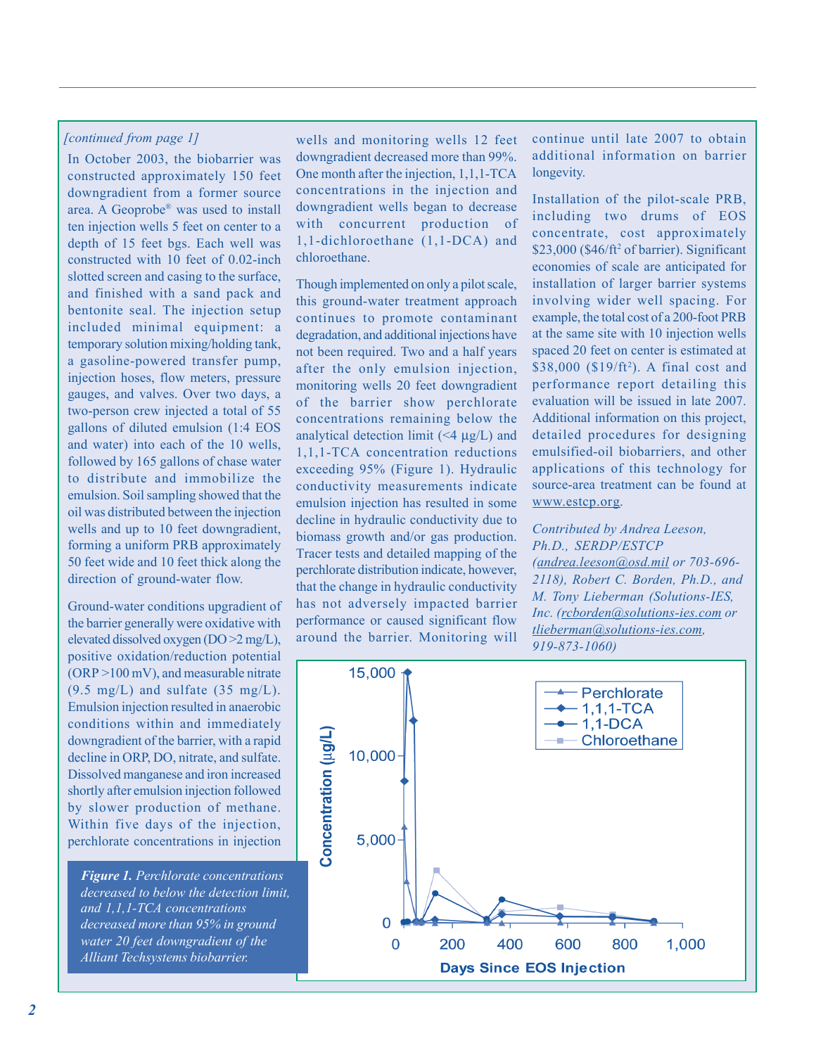*[continued from page 1]*

In October 2003, the biobarrier was constructed approximately 150 feet downgradient from a former source area. A Geoprobe® was used to install ten injection wells 5 feet on center to a depth of 15 feet bgs. Each well was constructed with 10 feet of 0.02-inch slotted screen and casing to the surface, and finished with a sand pack and bentonite seal. The injection setup included minimal equipment: a temporary solution mixing/holding tank, a gasoline-powered transfer pump, injection hoses, flow meters, pressure gauges, and valves. Over two days, a two-person crew injected a total of 55 gallons of diluted emulsion (1:4 EOS and water) into each of the 10 wells, followed by 165 gallons of chase water to distribute and immobilize the emulsion. Soil sampling showed that the oil was distributed between the injection wells and up to 10 feet downgradient, forming a uniform PRB approximately 50 feet wide and 10 feet thick along the direction of ground-water flow.

Ground-water conditions upgradient of the barrier generally were oxidative with elevated dissolved oxygen (DO >2 mg/L), positive oxidation/reduction potential (ORP >100 mV), and measurable nitrate (9.5 mg/L) and sulfate (35 mg/L). Emulsion injection resulted in anaerobic conditions within and immediately downgradient of the barrier, with a rapid decline in ORP, DO, nitrate, and sulfate. Dissolved manganese and iron increased shortly after emulsion injection followed by slower production of methane. Within five days of the injection, perchlorate concentrations in injection wells and monitoring wells 12 feet downgradient decreased more than 99%. One month after the injection, 1,1,1-TCA concentrations in the injection and downgradient wells began to decrease with concurrent production of 1,1-dichloroethane (1,1-DCA) and chloroethane.

Though implemented on only a pilot scale, this ground-water treatment approach continues to promote contaminant degradation, and additional injections have not been required. Two and a half years after the only emulsion injection, monitoring wells 20 feet downgradient of the barrier show perchlorate concentrations remaining below the analytical detection limit (<4 µg/L) and 1,1,1-TCA concentration reductions exceeding 95% (Figure 1). Hydraulic conductivity measurements indicate emulsion injection has resulted in some decline in hydraulic conductivity due to biomass growth and/or gas production. Tracer tests and detailed mapping of the perchlorate distribution indicate, however, that the change in hydraulic conductivity has not adversely impacted barrier performance or caused significant flow around the barrier. Monitoring will continue until late 2007 to obtain additional information on barrier longevity.

Installation of the pilot-scale PRB, including two drums of EOS concentrate, cost approximately $23,000 ($46/ft$^2$ of barrier). Significant economies of scale are anticipated for installation of larger barrier systems involving wider well spacing. For example, the total cost of a 200-foot PRB at the same site with 10 injection wells spaced 20 feet on center is estimated at $38,000 ($19/ft$^2$). A final cost and performance report detailing this evaluation will be issued in late 2007. Additional information on this project, detailed procedures for designing emulsified-oil biobarriers, and other applications of this technology for source-area treatment can be found at www.estcp.org.

*Contributed by Andrea Leeson, Ph.D., SERDP/ESTCP (andrea.leeson@osd.mil or 703-696-2118), Robert C. Borden, Ph.D., and M. Tony Lieberman (Solutions-IES, Inc. (rcborden@solutions-ies.com or tlieberman@solutions-ies.com, 919-873-1060)*

***Figure 1.** Perchlorate concentrations decreased to below the detection limit, and 1,1,1-TCA concentrations decreased more than 95% in ground water 20 feet downgradient of the Alliant Techsystems biobarrier.*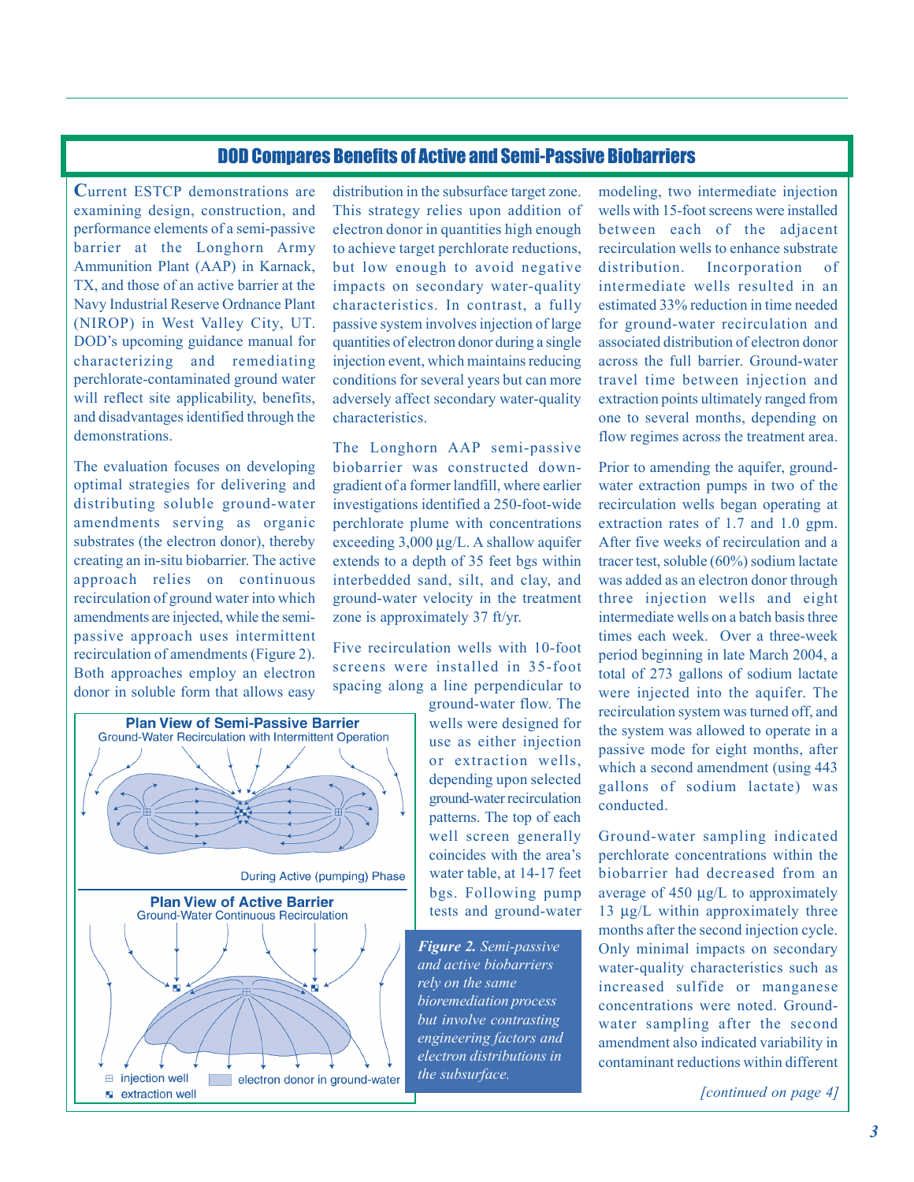## DOD Compares Benefits of Active and Semi-Passive Biobarriers

Current ESTCP demonstrations are examining design, construction, and performance elements of a semi-passive barrier at the Longhorn Army Ammunition Plant (AAP) in Karnack, TX, and those of an active barrier at the Navy Industrial Reserve Ordnance Plant (NIROP) in West Valley City, UT. DOD's upcoming guidance manual for characterizing and remediating perchlorate-contaminated ground water will reflect site applicability, benefits, and disadvantages identified through the demonstrations.

The evaluation focuses on developing optimal strategies for delivering and distributing soluble ground-water amendments serving as organic substrates (the electron donor), thereby creating an in-situ biobarrier. The active approach relies on continuous recirculation of ground water into which amendments are injected, while the semi-passive approach uses intermittent recirculation of amendments (Figure 2). Both approaches employ an electron donor in soluble form that allows easy distribution in the subsurface target zone. This strategy relies upon addition of electron donor in quantities high enough to achieve target perchlorate reductions, but low enough to avoid negative impacts on secondary water-quality characteristics. In contrast, a fully passive system involves injection of large quantities of electron donor during a single injection event, which maintains reducing conditions for several years but can more adversely affect secondary water-quality characteristics.

The Longhorn AAP semi-passive biobarrier was constructed downgradient of a former landfill, where earlier investigations identified a 250-foot-wide perchlorate plume with concentrations exceeding 3,000 µg/L. A shallow aquifer extends to a depth of 35 feet bgs within interbedded sand, silt, and clay, and ground-water velocity in the treatment zone is approximately 37 ft/yr.

Five recirculation wells with 10-foot screens were installed in 35-foot spacing along a line perpendicular to ground-water flow. The wells were designed for use as either injection or extraction wells, depending upon selected ground-water recirculation patterns. The top of each well screen generally coincides with the area's water table, at 14-17 feet bgs. Following pump tests and ground-water modeling, two intermediate injection wells with 15-foot screens were installed between each of the adjacent recirculation wells to enhance substrate distribution. Incorporation of intermediate wells resulted in an estimated 33% reduction in time needed for ground-water recirculation and associated distribution of electron donor across the full barrier. Ground-water travel time between injection and extraction points ultimately ranged from one to several months, depending on flow regimes across the treatment area.

Plan View of Semi-Passive Barrier
Ground-Water Recirculation with Intermittent Operation

During Active (pumping) Phase

Plan View of Active Barrier
Ground-Water Continuous Recirculation

⊞ injection well ▪ extraction well ▭ electron donor in ground-water

*Figure 2. Semi-passive and active biobarriers rely on the same bioremediation process but involve contrasting engineering factors and electron distributions in the subsurface.*

Prior to amending the aquifer, ground-water extraction pumps in two of the recirculation wells began operating at extraction rates of 1.7 and 1.0 gpm. After five weeks of recirculation and a tracer test, soluble (60%) sodium lactate was added as an electron donor through three injection wells and eight intermediate wells on a batch basis three times each week. Over a three-week period beginning in late March 2004, a total of 273 gallons of sodium lactate were injected into the aquifer. The recirculation system was turned off, and the system was allowed to operate in a passive mode for eight months, after which a second amendment (using 443 gallons of sodium lactate) was conducted.

Ground-water sampling indicated perchlorate concentrations within the biobarrier had decreased from an average of 450 µg/L to approximately 13 µg/L within approximately three months after the second injection cycle. Only minimal impacts on secondary water-quality characteristics such as increased sulfide or manganese concentrations were noted. Ground-water sampling after the second amendment also indicated variability in contaminant reductions within different

*[continued on page 4]*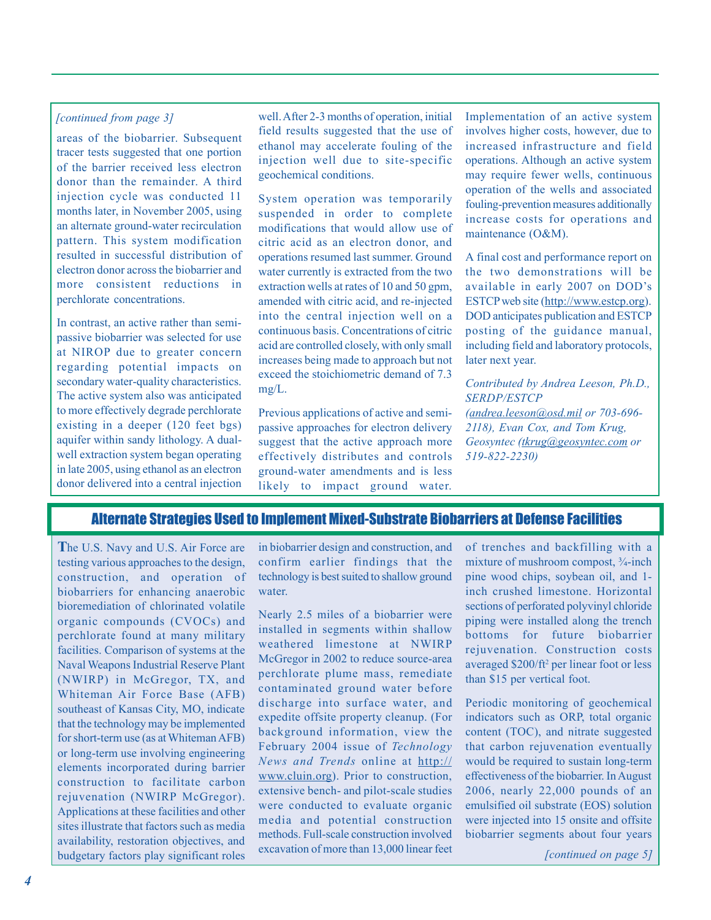*[continued from page 3]*

areas of the biobarrier. Subsequent tracer tests suggested that one portion of the barrier received less electron donor than the remainder. A third injection cycle was conducted 11 months later, in November 2005, using an alternate ground-water recirculation pattern. This system modification resulted in successful distribution of electron donor across the biobarrier and more consistent reductions in perchlorate concentrations.

In contrast, an active rather than semi-passive biobarrier was selected for use at NIROP due to greater concern regarding potential impacts on secondary water-quality characteristics. The active system also was anticipated to more effectively degrade perchlorate existing in a deeper (120 feet bgs) aquifer within sandy lithology. A dual-well extraction system began operating in late 2005, using ethanol as an electron donor delivered into a central injection well. After 2-3 months of operation, initial field results suggested that the use of ethanol may accelerate fouling of the injection well due to site-specific geochemical conditions.

System operation was temporarily suspended in order to complete modifications that would allow use of citric acid as an electron donor, and operations resumed last summer. Ground water currently is extracted from the two extraction wells at rates of 10 and 50 gpm, amended with citric acid, and re-injected into the central injection well on a continuous basis. Concentrations of citric acid are controlled closely, with only small increases being made to approach but not exceed the stoichiometric demand of 7.3 mg/L.

Previous applications of active and semi-passive approaches for electron delivery suggest that the active approach more effectively distributes and controls ground-water amendments and is less likely to impact ground water. Implementation of an active system involves higher costs, however, due to increased infrastructure and field operations. Although an active system may require fewer wells, continuous operation of the wells and associated fouling-prevention measures additionally increase costs for operations and maintenance (O&M).

A final cost and performance report on the two demonstrations will be available in early 2007 on DOD's ESTCP web site (http://www.estcp.org). DOD anticipates publication and ESTCP posting of the guidance manual, including field and laboratory protocols, later next year.

*Contributed by Andrea Leeson, Ph.D., SERDP/ESTCP (andrea.leeson@osd.mil or 703-696-2118), Evan Cox, and Tom Krug, Geosyntec (tkrug@geosyntec.com or 519-822-2230)*

## Alternate Strategies Used to Implement Mixed-Substrate Biobarriers at Defense Facilities

The U.S. Navy and U.S. Air Force are testing various approaches to the design, construction, and operation of biobarriers for enhancing anaerobic bioremediation of chlorinated volatile organic compounds (CVOCs) and perchlorate found at many military facilities. Comparison of systems at the Naval Weapons Industrial Reserve Plant (NWIRP) in McGregor, TX, and Whiteman Air Force Base (AFB) southeast of Kansas City, MO, indicate that the technology may be implemented for short-term use (as at Whiteman AFB) or long-term use involving engineering elements incorporated during barrier construction to facilitate carbon rejuvenation (NWIRP McGregor). Applications at these facilities and other sites illustrate that factors such as media availability, restoration objectives, and budgetary factors play significant roles in biobarrier design and construction, and confirm earlier findings that the technology is best suited to shallow ground water.

Nearly 2.5 miles of a biobarrier were installed in segments within shallow weathered limestone at NWIRP McGregor in 2002 to reduce source-area perchlorate plume mass, remediate contaminated ground water before discharge into surface water, and expedite offsite property cleanup. (For background information, view the February 2004 issue of *Technology News and Trends* online at http://www.cluin.org). Prior to construction, extensive bench- and pilot-scale studies were conducted to evaluate organic media and potential construction methods. Full-scale construction involved excavation of more than 13,000 linear feet of trenches and backfilling with a mixture of mushroom compost, ¾-inch pine wood chips, soybean oil, and 1-inch crushed limestone. Horizontal sections of perforated polyvinyl chloride piping were installed along the trench bottoms for future biobarrier rejuvenation. Construction costs averaged \$200/ft$^2$ per linear foot or less than \$15 per vertical foot.

Periodic monitoring of geochemical indicators such as ORP, total organic content (TOC), and nitrate suggested that carbon rejuvenation eventually would be required to sustain long-term effectiveness of the biobarrier. In August 2006, nearly 22,000 pounds of an emulsified oil substrate (EOS) solution were injected into 15 onsite and offsite biobarrier segments about four years

*[continued on page 5]*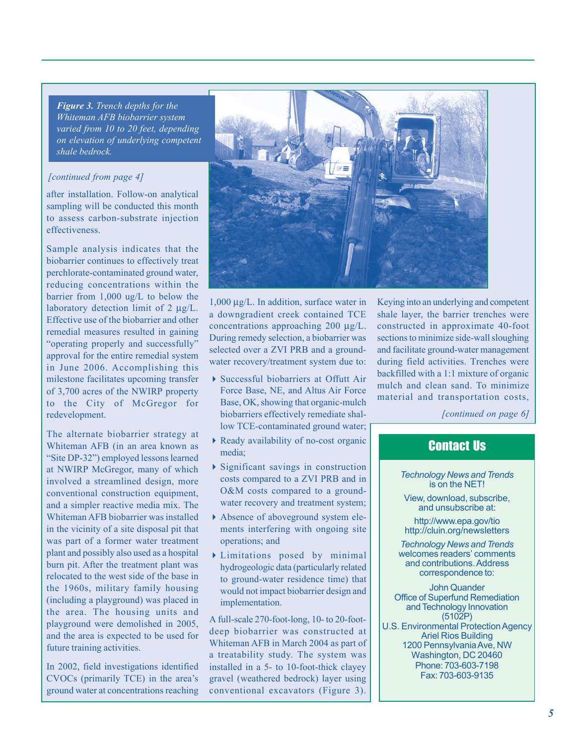*Figure 3. Trench depths for the Whiteman AFB biobarrier system varied from 10 to 20 feet, depending on elevation of underlying competent shale bedrock.*

*[continued from page 4]*

after installation. Follow-on analytical sampling will be conducted this month to assess carbon-substrate injection effectiveness.

Sample analysis indicates that the biobarrier continues to effectively treat perchlorate-contaminated ground water, reducing concentrations within the barrier from 1,000 ug/L to below the laboratory detection limit of 2 µg/L. Effective use of the biobarrier and other remedial measures resulted in gaining "operating properly and successfully" approval for the entire remedial system in June 2006. Accomplishing this milestone facilitates upcoming transfer of 3,700 acres of the NWIRP property to the City of McGregor for redevelopment.

The alternate biobarrier strategy at Whiteman AFB (in an area known as "Site DP-32") employed lessons learned at NWIRP McGregor, many of which involved a streamlined design, more conventional construction equipment, and a simpler reactive media mix. The Whiteman AFB biobarrier was installed in the vicinity of a site disposal pit that was part of a former water treatment plant and possibly also used as a hospital burn pit. After the treatment plant was relocated to the west side of the base in the 1960s, military family housing (including a playground) was placed in the area. The housing units and playground were demolished in 2005, and the area is expected to be used for future training activities.

In 2002, field investigations identified CVOCs (primarily TCE) in the area's ground water at concentrations reaching 1,000 µg/L. In addition, surface water in a downgradient creek contained TCE concentrations approaching 200 µg/L. During remedy selection, a biobarrier was selected over a ZVI PRB and a ground-water recovery/treatment system due to:

- Successful biobarriers at Offutt Air Force Base, NE, and Altus Air Force Base, OK, showing that organic-mulch biobarriers effectively remediate shallow TCE-contaminated ground water;
- Ready availability of no-cost organic media;
- Significant savings in construction costs compared to a ZVI PRB and in O&M costs compared to a ground-water recovery and treatment system;
- Absence of aboveground system elements interfering with ongoing site operations; and
- Limitations posed by minimal hydrogeologic data (particularly related to ground-water residence time) that would not impact biobarrier design and implementation.

A full-scale 270-foot-long, 10- to 20-foot-deep biobarrier was constructed at Whiteman AFB in March 2004 as part of a treatability study. The system was installed in a 5- to 10-foot-thick clayey gravel (weathered bedrock) layer using conventional excavators (Figure 3). Keying into an underlying and competent shale layer, the barrier trenches were constructed in approximate 40-foot sections to minimize side-wall sloughing and facilitate ground-water management during field activities. Trenches were backfilled with a 1:1 mixture of organic mulch and clean sand. To minimize material and transportation costs,

*[continued on page 6]*

## Contact Us

*Technology News and Trends* is on the NET!

View, download, subscribe, and unsubscribe at:

http://www.epa.gov/tio
http://cluin.org/newsletters

*Technology News and Trends* welcomes readers' comments and contributions. Address correspondence to:

John Quander
Office of Superfund Remediation and Technology Innovation
(5102P)
U.S. Environmental Protection Agency
Ariel Rios Building
1200 Pennsylvania Ave, NW
Washington, DC 20460
Phone: 703-603-7198
Fax: 703-603-9135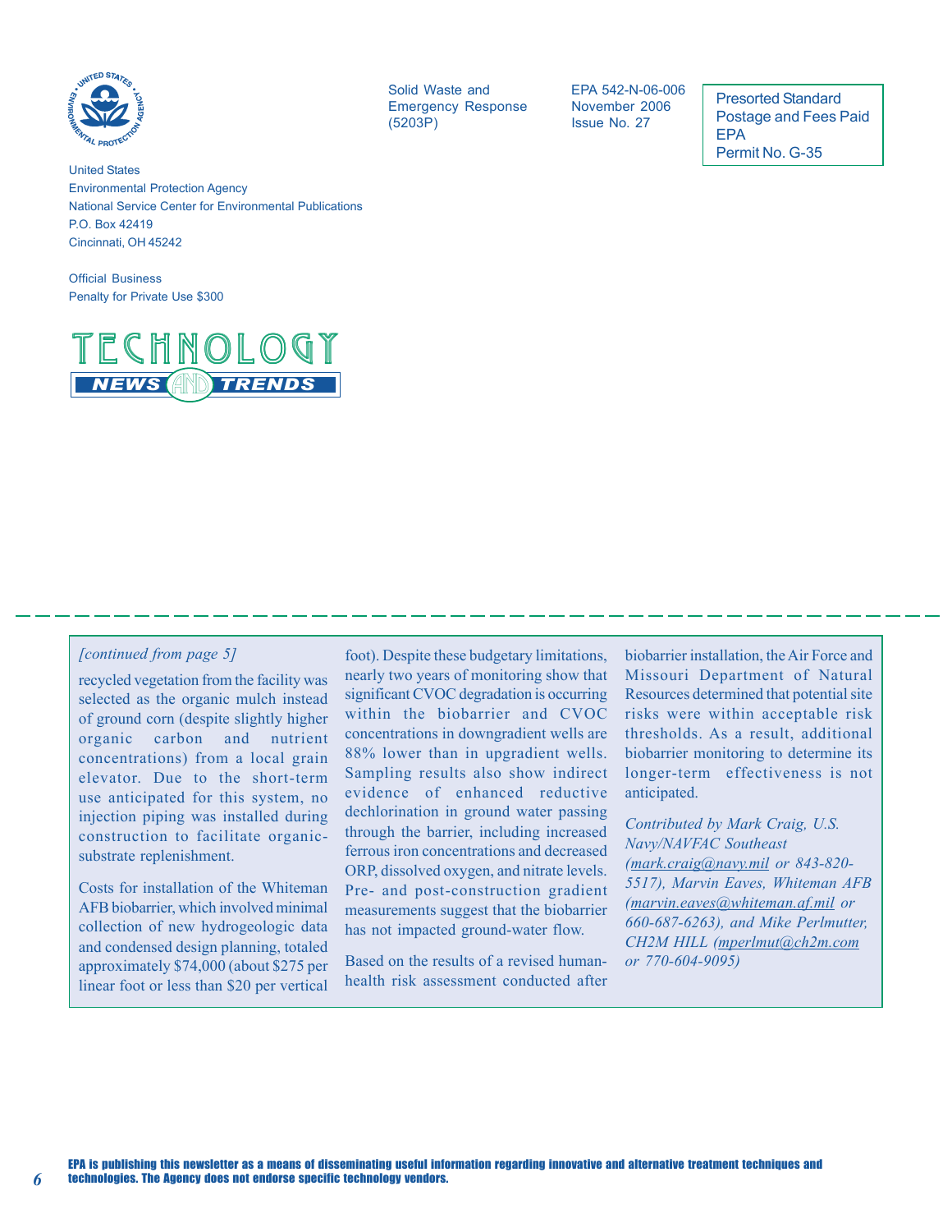Solid Waste and Emergency Response (5203P)

EPA 542-N-06-006
November 2006
Issue No. 27

Presorted Standard
Postage and Fees Paid
EPA
Permit No. G-35

United States
Environmental Protection Agency
National Service Center for Environmental Publications
P.O. Box 42419
Cincinnati, OH 45242

Official Business
Penalty for Private Use $300

# TECHNOLOGY NEWS AND TRENDS

*[continued from page 5]*

recycled vegetation from the facility was selected as the organic mulch instead of ground corn (despite slightly higher organic carbon and nutrient concentrations) from a local grain elevator. Due to the short-term use anticipated for this system, no injection piping was installed during construction to facilitate organic-substrate replenishment.

Costs for installation of the Whiteman AFB biobarrier, which involved minimal collection of new hydrogeologic data and condensed design planning, totaled approximately $74,000 (about $275 per linear foot or less than $20 per vertical foot). Despite these budgetary limitations, nearly two years of monitoring show that significant CVOC degradation is occurring within the biobarrier and CVOC concentrations in downgradient wells are 88% lower than in upgradient wells. Sampling results also show indirect evidence of enhanced reductive dechlorination in ground water passing through the barrier, including increased ferrous iron concentrations and decreased ORP, dissolved oxygen, and nitrate levels. Pre- and post-construction gradient measurements suggest that the biobarrier has not impacted ground-water flow.

Based on the results of a revised human-health risk assessment conducted after biobarrier installation, the Air Force and Missouri Department of Natural Resources determined that potential site risks were within acceptable risk thresholds. As a result, additional biobarrier monitoring to determine its longer-term effectiveness is not anticipated.

*Contributed by Mark Craig, U.S. Navy/NAVFAC Southeast (mark.craig@navy.mil or 843-820-5517), Marvin Eaves, Whiteman AFB (marvin.eaves@whiteman.af.mil or 660-687-6263), and Mike Perlmutter, CH2M HILL (mperlmut@ch2m.com or 770-604-9095)*

**EPA is publishing this newsletter as a means of disseminating useful information regarding innovative and alternative treatment techniques and technologies. The Agency does not endorse specific technology vendors.**